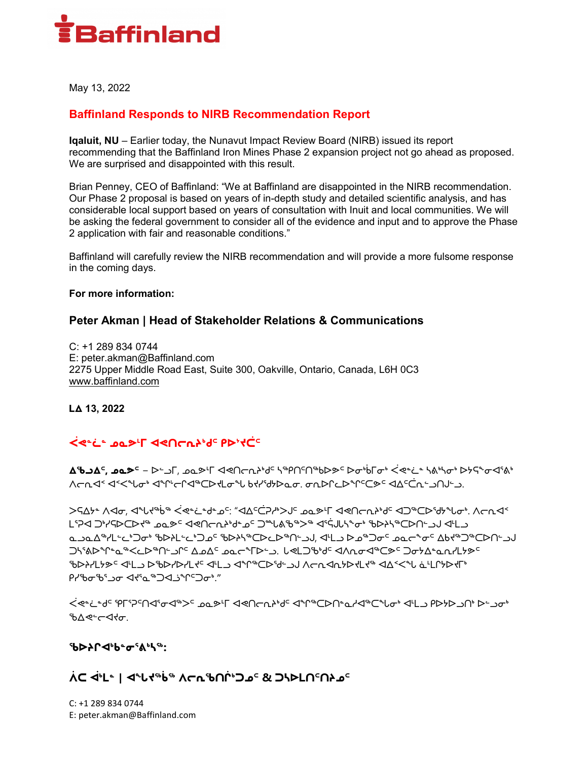# Baffinland

May 13, 2022

## Baffinland Responds to NIRB Recommendation Report

**Iqaluit, NU** – Earlier today, the Nunavut Impact Review Board (NIRB) issued its report recommending that the Baffinland Iron Mines Phase 2 expansion project not go ahead as proposed. We are surprised and disappointed with this result.

Brian Penney, CEO of Baffinland: "We at Baffinland are disappointed in the NIRB recommendation. Our Phase 2 proposal is based on years of in-depth study and detailed scientific analysis, and has considerable local support based on years of consultation with Inuit and local communities. We will be asking the federal government to consider all of the evidence and input and to approve the Phase 2 application with fair and reasonable conditions."

Baffinland will carefully review the NIRB recommendation and will provide a more fulsome response in the coming days.

**For more information:**

### Peter Akman | Head of Stakeholder Relations & Communications

C: +1 289 834 0744
E: peter.akman@Baffinland.com
2275 Upper Middle Road East, Suite 300, Oakville, Ontario, Canada, L6H 0C3
www.baffinland.com

**ᒪᐃ 13, 2022**

## ᐹᕙᓐᓛᓐ ᓄᓇᕗᒻᒥ ᐊᑲᑎᓕᓇᔨᒃᑯᑦ ᑭᐅᔾᔪᑖᑦ

**ᐃᖃᓗᐃᑦ, ᓄᓇᕗᑦ** – ᐅᓪᓗᒥ, ᓄᓇᕗᒻᒥ ᐊᑲᑎᓕᓇᔨᒃᑯᑦ ᓴᖅᑭᑎᖅᑲᐅᕗᑦ ᐅᓂᒃᑳᖏᓐᓂᒃ ᐹᕙᓐᓛᓐ ᓴᕕᒃᓴᓂᒃ ᐅᔭᕋᓐᓂᐊᕐᕕᒃ ᐱᓕᕆᐊᑉ ᐊᐸᒃᓴᖓᓂᒃ ᐊᖏᓕᒋᐊᖅᑕᐅᔪᒪᓂᖓ ᑲᔪᓯᖁᔭᐅᓇᓂ. ᓂᕆᐅᒋᓚᐅᖏᑦᑕᕗᑦ ᐊᐃᑦᑖᓕᖓᓪᓗᑎᒍᓗ.

ᐳᕋᐃᔭᓐ ᐱᐊᓂ, ᐊᖓᔪᖅᖄᖅ ᐹᕙᓐᓛᓐᑯᓐᓄᑦ: "ᐊᐃᑦᑖᔪᒍᑦ ᓄᓇᕗᒻᒥ ᐊᑲᑎᓕᓇᔨᒃᑯᑦ ᐊᑐᖅᑕᐅᖁᔨᓂᖏᓐᓂ. ᐱᓕᕆᐊᑉ ᒪᕐᕉᔪᖅ ᑐᒃᓯᕋᐅᑕᐅᔪᖅ ᓄᓇᕗᑦ ᐊᑲᑎᓕᓇᔨᒃᑯᓐᓄᑦ ᑐᓐᖓᕕᖃᖅᐳᖅ ᐊᕐᕌᒍᓄᑦ ᖃᐅᔨᓴᕐᓂᖅ ᐊᒻᒪᓗ ᓇᓗᓇᐃᖅᓯᒪᓪᓚᕆᒃᑐᓂᑦ ᖃᐅᔨᓴᖅᑕᐅᓯᒪᔪᓂᒃ, ᐊᒻᒪᓗ ᐅᓄᖅᑐᓂᑦ ᓄᓇᓕᖕᓂᑦ ᐃᑲᔪᖅᑐᖅᑕᐅᓯᒪᓪᓗᓂ ᑐᓴᕝᕕᐅᓂᖃᕐᓂᖏᓐᓄᑦ ᐃᓄᐃᑦ ᓄᓇᓕᖕᓂᓪᓗ. ᒐᕙᒪᒃᑯᑦ ᐊᐱᕆᔭᐅᓛᖅᐸᑦ ᑐᓂᔭᐃᓐᓇᓯᒪᔭᕗᑦ ᖃᐅᔨᓴᖅᑕᐅᓯᒪᔪᑦ ᐊᒻᒪᓗ ᐅᖃᐅᓯᐅᓯᒪᔪᑦ ᐊᒻᒪᓗ ᐊᖏᖅᑕᐅᖁᓪᓗᒍ ᐱᓕᕆᐊᖑᔪᒪᔪᖅ ᐊᐃᑉᐸᖓ ᓈᒻᒪᒋᔭᐅᔪᒥᒃ ᑭᒡᒐᖅᑐᐃᓂᖃᖅᑐᓂ ᐊᔪᓐᓇᖅᑐᐊᓗᒃᑐᖅᑑᓂᒃ."

ᐹᕙᓐᓛᓐᑯᑦ ᖃᒥᖅᑐᑎᐊᕐᓂᐊᖅᐳᑦ ᓄᓇᕗᒻᒥ ᐊᑲᑎᓕᓇᔨᒃᑯᑦ ᐊᑐᖅᑕᐅᑎᓐᓂᐊᖅᑕᖏᓐᓂᒃ ᐊᒻᒪᓗ ᑭᐅᔪᓂᐊᕐᓗᑎᒃ ᐅᓪᓗᓂᒃ ᖃᐃᓕᕐᑐᐊᓂ.

**ᖃᐅᔨᒋᐊᒃᑲᓂᕐᕕᒃᓴᖅ:**

### ᐲᑕ ᐊᒃᒪᓐ | ᐊᖓᔪᖅᖄᖅ ᐱᓕᕆᖃᑎᒌᒃᑐᓄᑦ & ᑐᓴᐅᒪᑎᑦᑎᔨᓄᑦ

C: +1 289 834 0744
E: peter.akman@Baffinland.com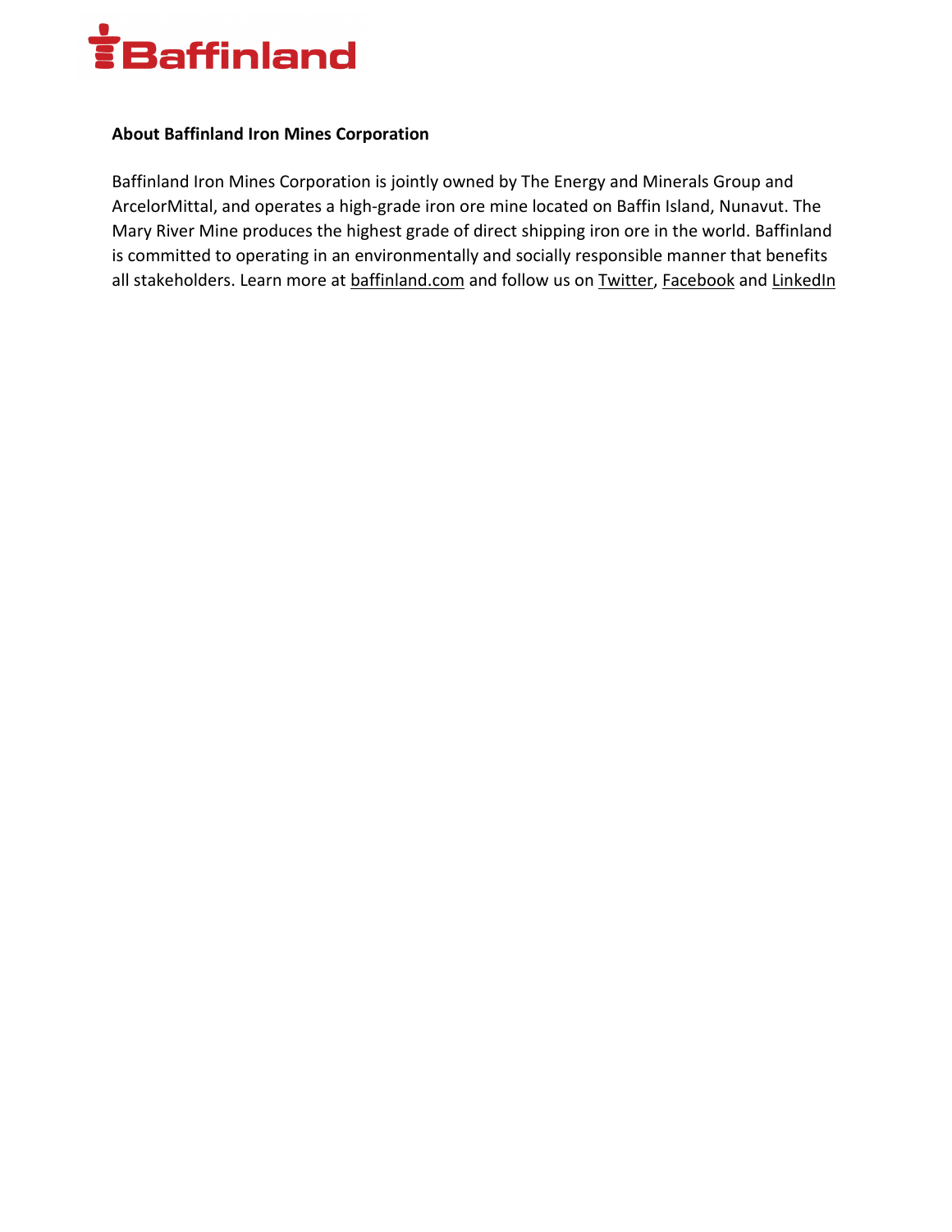**About Baffinland Iron Mines Corporation**

Baffinland Iron Mines Corporation is jointly owned by The Energy and Minerals Group and ArcelorMittal, and operates a high-grade iron ore mine located on Baffin Island, Nunavut. The Mary River Mine produces the highest grade of direct shipping iron ore in the world. Baffinland is committed to operating in an environmentally and socially responsible manner that benefits all stakeholders. Learn more at baffinland.com and follow us on Twitter, Facebook and LinkedIn